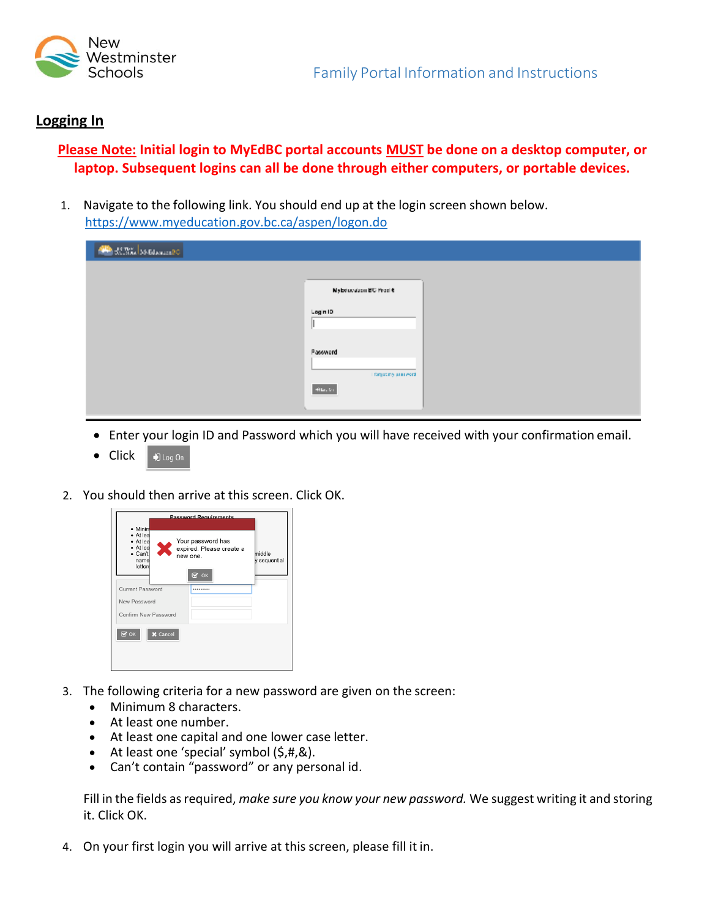Family Portal Information and Instructions

## Logging In

**Please Note: Initial login to MyEdBC portal accounts MUST be done on a desktop computer, or laptop. Subsequent logins can all be done through either computers, or portable devices.**

1. Navigate to the following link. You should end up at the login screen shown below.
   https://www.myeducation.gov.bc.ca/aspen/logon.do

   - Enter your login ID and Password which you will have received with your confirmation email.
   - Click Log On

2. You should then arrive at this screen. Click OK.

3. The following criteria for a new password are given on the screen:
   - Minimum 8 characters.
   - At least one number.
   - At least one capital and one lower case letter.
   - At least one 'special' symbol ($,#,&).
   - Can't contain "password" or any personal id.

   Fill in the fields as required, *make sure you know your new password.* We suggest writing it and storing it. Click OK.

4. On your first login you will arrive at this screen, please fill it in.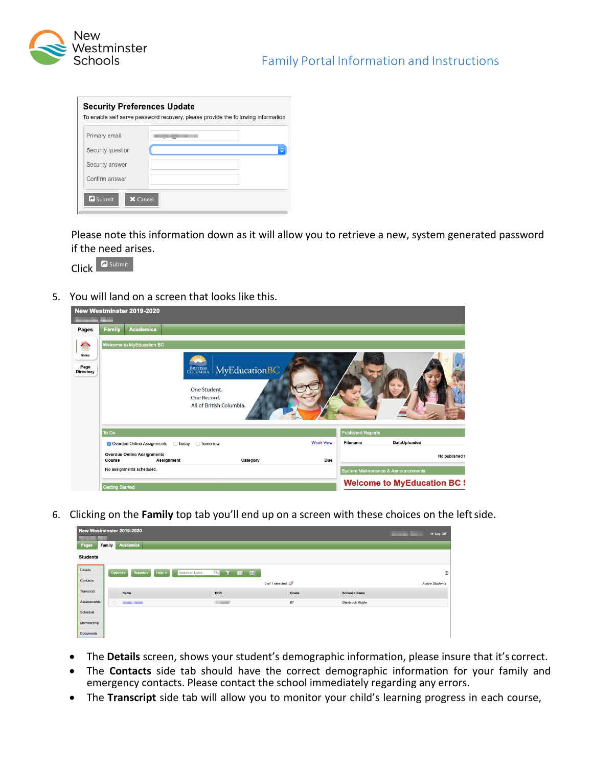Please note this information down as it will allow you to retrieve a new, system generated password if the need arises.

Click Submit

5. You will land on a screen that looks like this.

6. Clicking on the **Family** top tab you'll end up on a screen with these choices on the left side.

- The **Details** screen, shows your student's demographic information, please insure that it's correct.
- The **Contacts** side tab should have the correct demographic information for your family and emergency contacts. Please contact the school immediately regarding any errors.
- The **Transcript** side tab will allow you to monitor your child's learning progress in each course,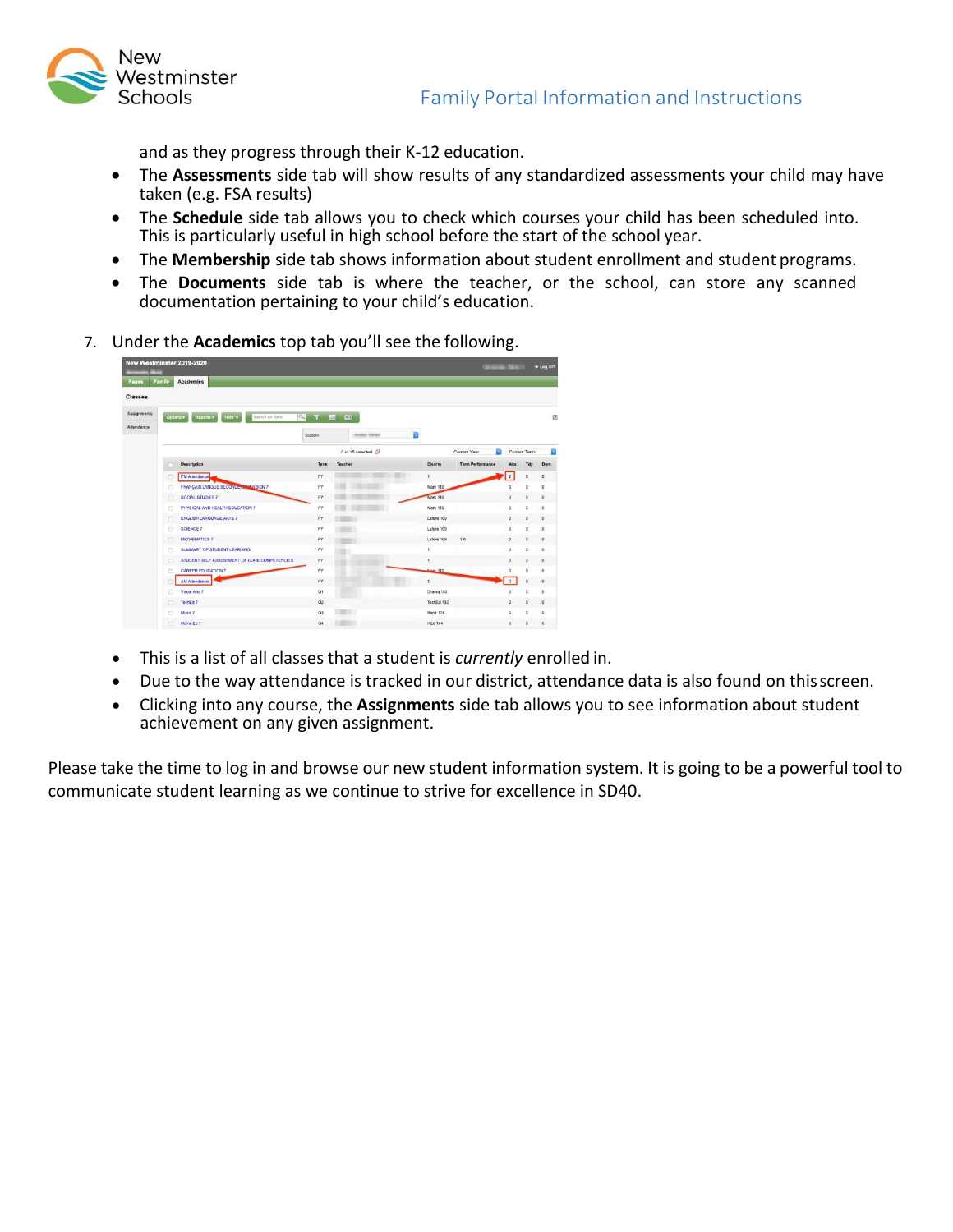and as they progress through their K-12 education.

- The **Assessments** side tab will show results of any standardized assessments your child may have taken (e.g. FSA results)
- The **Schedule** side tab allows you to check which courses your child has been scheduled into. This is particularly useful in high school before the start of the school year.
- The **Membership** side tab shows information about student enrollment and student programs.
- The **Documents** side tab is where the teacher, or the school, can store any scanned documentation pertaining to your child's education.

7. Under the **Academics** top tab you'll see the following.

- This is a list of all classes that a student is *currently* enrolled in.
- Due to the way attendance is tracked in our district, attendance data is also found on this screen.
- Clicking into any course, the **Assignments** side tab allows you to see information about student achievement on any given assignment.

Please take the time to log in and browse our new student information system. It is going to be a powerful tool to communicate student learning as we continue to strive for excellence in SD40.